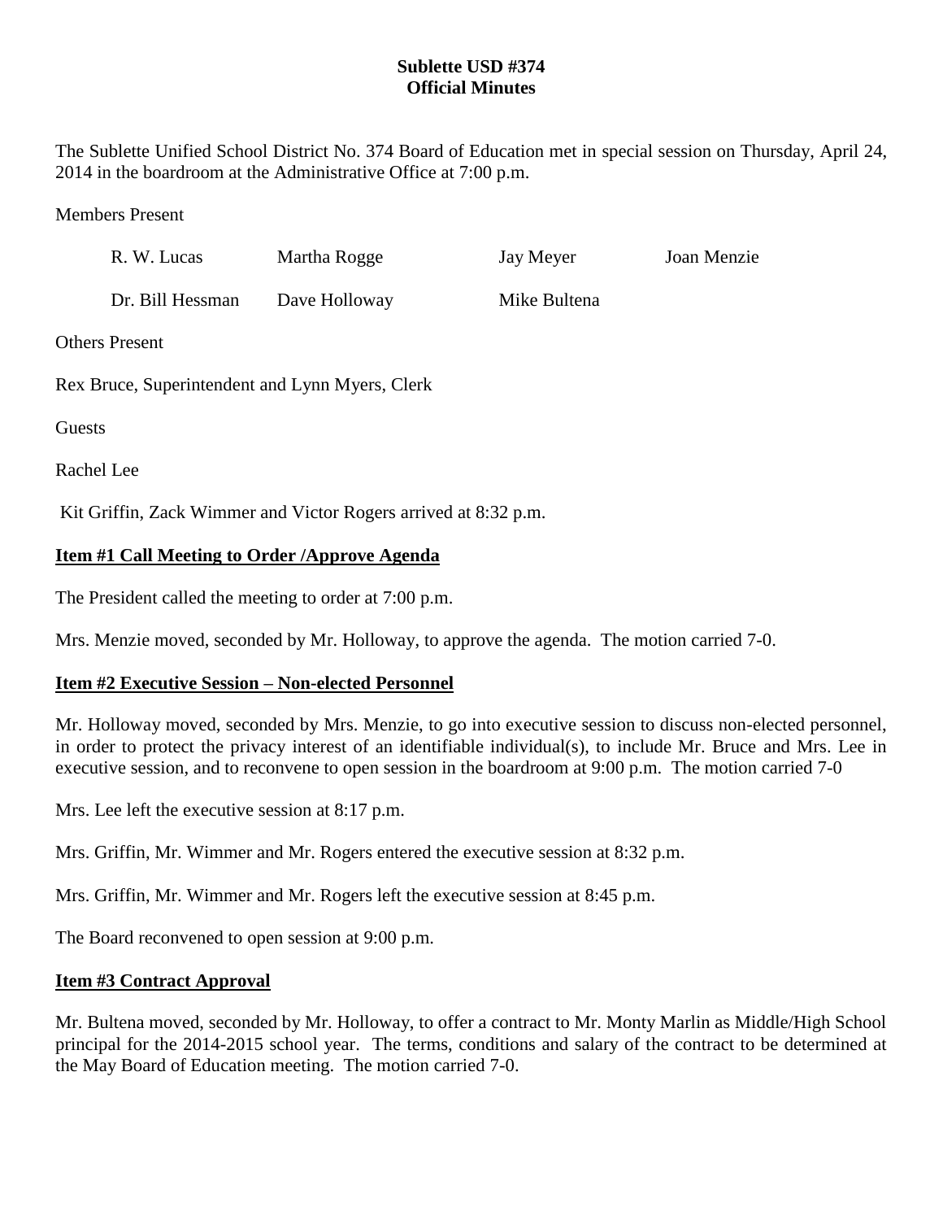**Sublette USD #374**
**Official Minutes**

The Sublette Unified School District No. 374 Board of Education met in special session on Thursday, April 24, 2014 in the boardroom at the Administrative Office at 7:00 p.m.

Members Present

| | | | |
|---|---|---|---|
| R. W. Lucas | Martha Rogge | Jay Meyer | Joan Menzie |
| Dr. Bill Hessman | Dave Holloway | Mike Bultena | |

Others Present

Rex Bruce, Superintendent and Lynn Myers, Clerk

Guests

Rachel Lee

Kit Griffin, Zack Wimmer and Victor Rogers arrived at 8:32 p.m.

**Item #1 Call Meeting to Order /Approve Agenda**

The President called the meeting to order at 7:00 p.m.

Mrs. Menzie moved, seconded by Mr. Holloway, to approve the agenda. The motion carried 7-0.

**Item #2 Executive Session – Non-elected Personnel**

Mr. Holloway moved, seconded by Mrs. Menzie, to go into executive session to discuss non-elected personnel, in order to protect the privacy interest of an identifiable individual(s), to include Mr. Bruce and Mrs. Lee in executive session, and to reconvene to open session in the boardroom at 9:00 p.m. The motion carried 7-0

Mrs. Lee left the executive session at 8:17 p.m.

Mrs. Griffin, Mr. Wimmer and Mr. Rogers entered the executive session at 8:32 p.m.

Mrs. Griffin, Mr. Wimmer and Mr. Rogers left the executive session at 8:45 p.m.

The Board reconvened to open session at 9:00 p.m.

**Item #3 Contract Approval**

Mr. Bultena moved, seconded by Mr. Holloway, to offer a contract to Mr. Monty Marlin as Middle/High School principal for the 2014-2015 school year. The terms, conditions and salary of the contract to be determined at the May Board of Education meeting. The motion carried 7-0.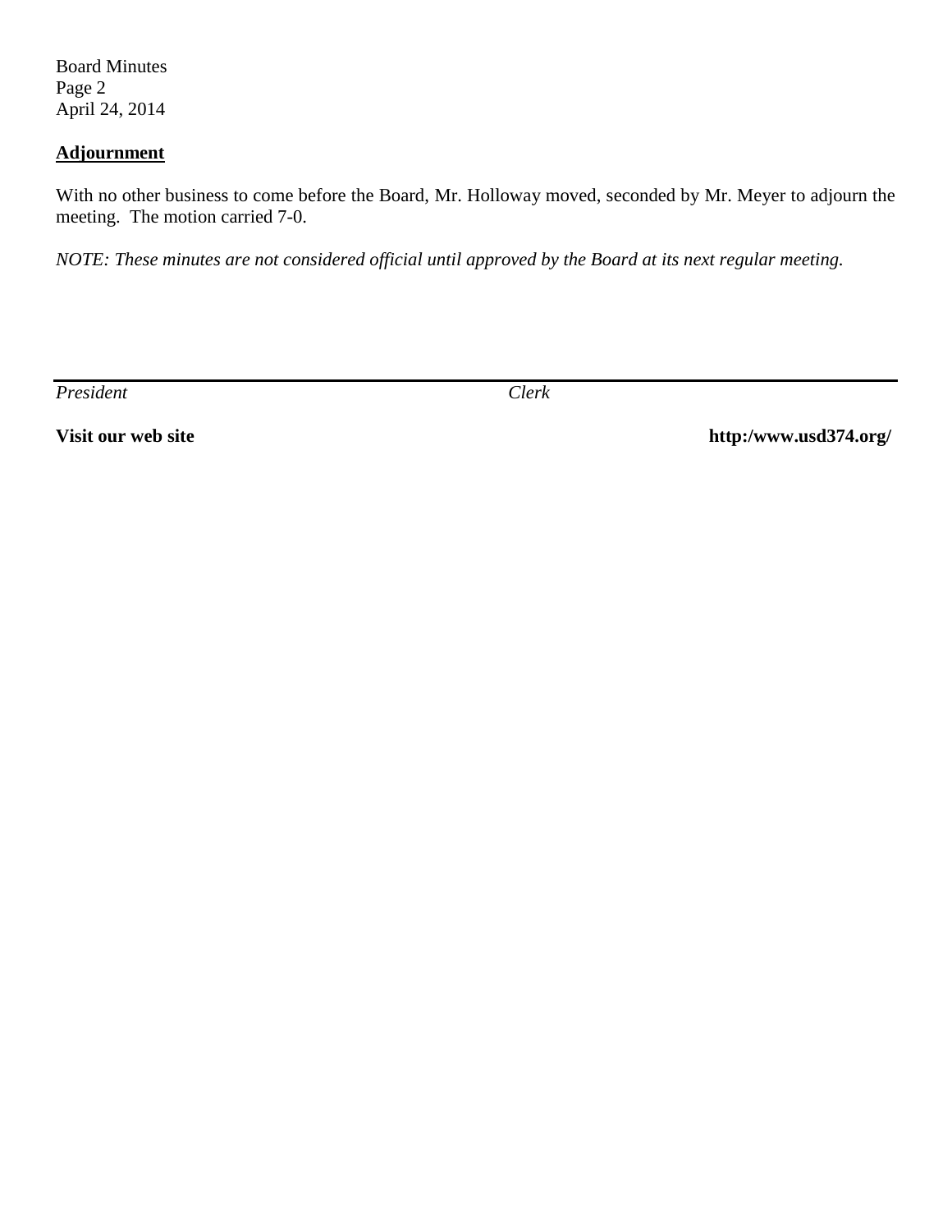## Adjournment

With no other business to come before the Board, Mr. Holloway moved, seconded by Mr. Meyer to adjourn the meeting. The motion carried 7-0.

*NOTE: These minutes are not considered official until approved by the Board at its next regular meeting.*

| | |
|---|---|
| *President* | *Clerk* |

**Visit our web site** **http:/www.usd374.org/**